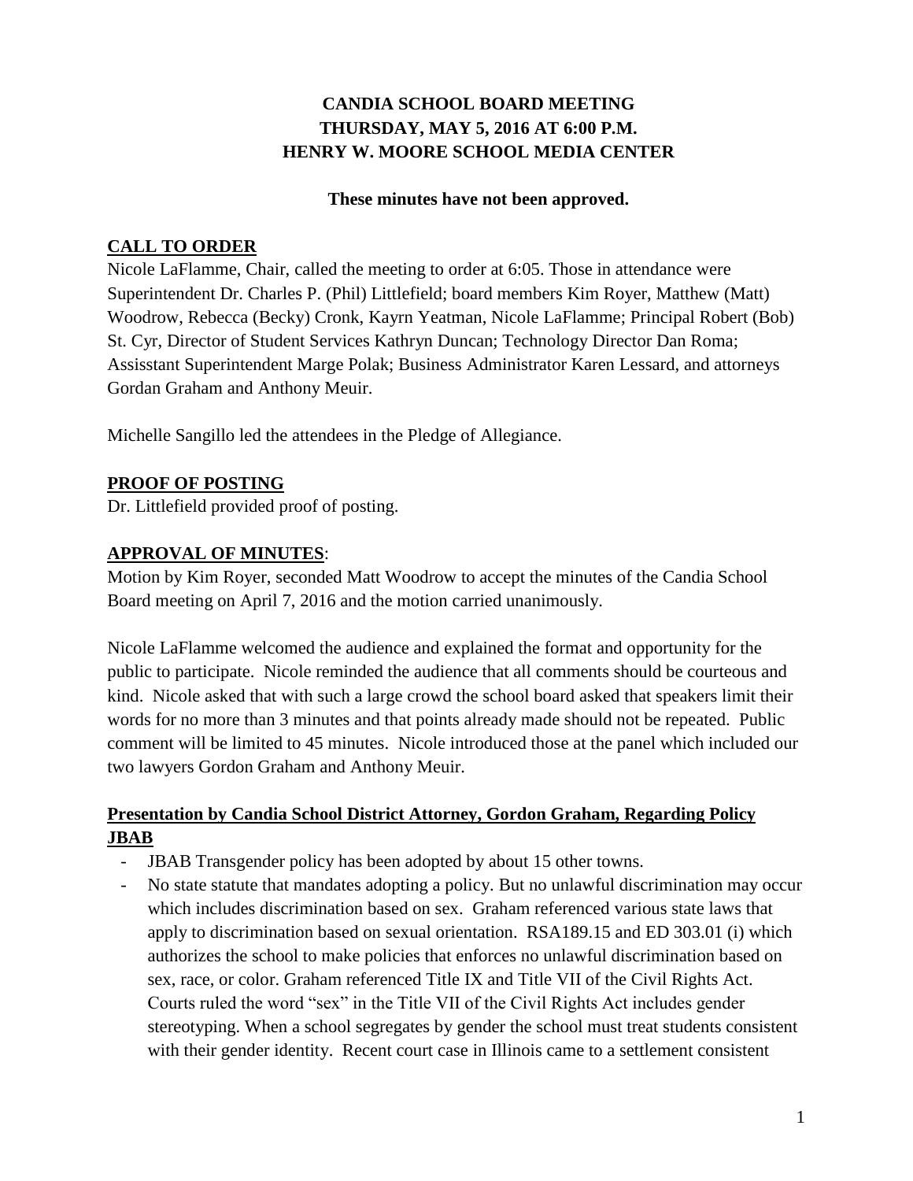# CANDIA SCHOOL BOARD MEETING
# THURSDAY, MAY 5, 2016 AT 6:00 P.M.
# HENRY W. MOORE SCHOOL MEDIA CENTER

**These minutes have not been approved.**

## CALL TO ORDER

Nicole LaFlamme, Chair, called the meeting to order at 6:05. Those in attendance were Superintendent Dr. Charles P. (Phil) Littlefield; board members Kim Royer, Matthew (Matt) Woodrow, Rebecca (Becky) Cronk, Kayrn Yeatman, Nicole LaFlamme; Principal Robert (Bob) St. Cyr, Director of Student Services Kathryn Duncan; Technology Director Dan Roma; Assisstant Superintendent Marge Polak; Business Administrator Karen Lessard, and attorneys Gordan Graham and Anthony Meuir.

Michelle Sangillo led the attendees in the Pledge of Allegiance.

## PROOF OF POSTING

Dr. Littlefield provided proof of posting.

## APPROVAL OF MINUTES:

Motion by Kim Royer, seconded Matt Woodrow to accept the minutes of the Candia School Board meeting on April 7, 2016 and the motion carried unanimously.

Nicole LaFlamme welcomed the audience and explained the format and opportunity for the public to participate. Nicole reminded the audience that all comments should be courteous and kind. Nicole asked that with such a large crowd the school board asked that speakers limit their words for no more than 3 minutes and that points already made should not be repeated. Public comment will be limited to 45 minutes. Nicole introduced those at the panel which included our two lawyers Gordon Graham and Anthony Meuir.

## Presentation by Candia School District Attorney, Gordon Graham, Regarding Policy JBAB

- JBAB Transgender policy has been adopted by about 15 other towns.
- No state statute that mandates adopting a policy. But no unlawful discrimination may occur which includes discrimination based on sex. Graham referenced various state laws that apply to discrimination based on sexual orientation. RSA189.15 and ED 303.01 (i) which authorizes the school to make policies that enforces no unlawful discrimination based on sex, race, or color. Graham referenced Title IX and Title VII of the Civil Rights Act. Courts ruled the word "sex" in the Title VII of the Civil Rights Act includes gender stereotyping. When a school segregates by gender the school must treat students consistent with their gender identity. Recent court case in Illinois came to a settlement consistent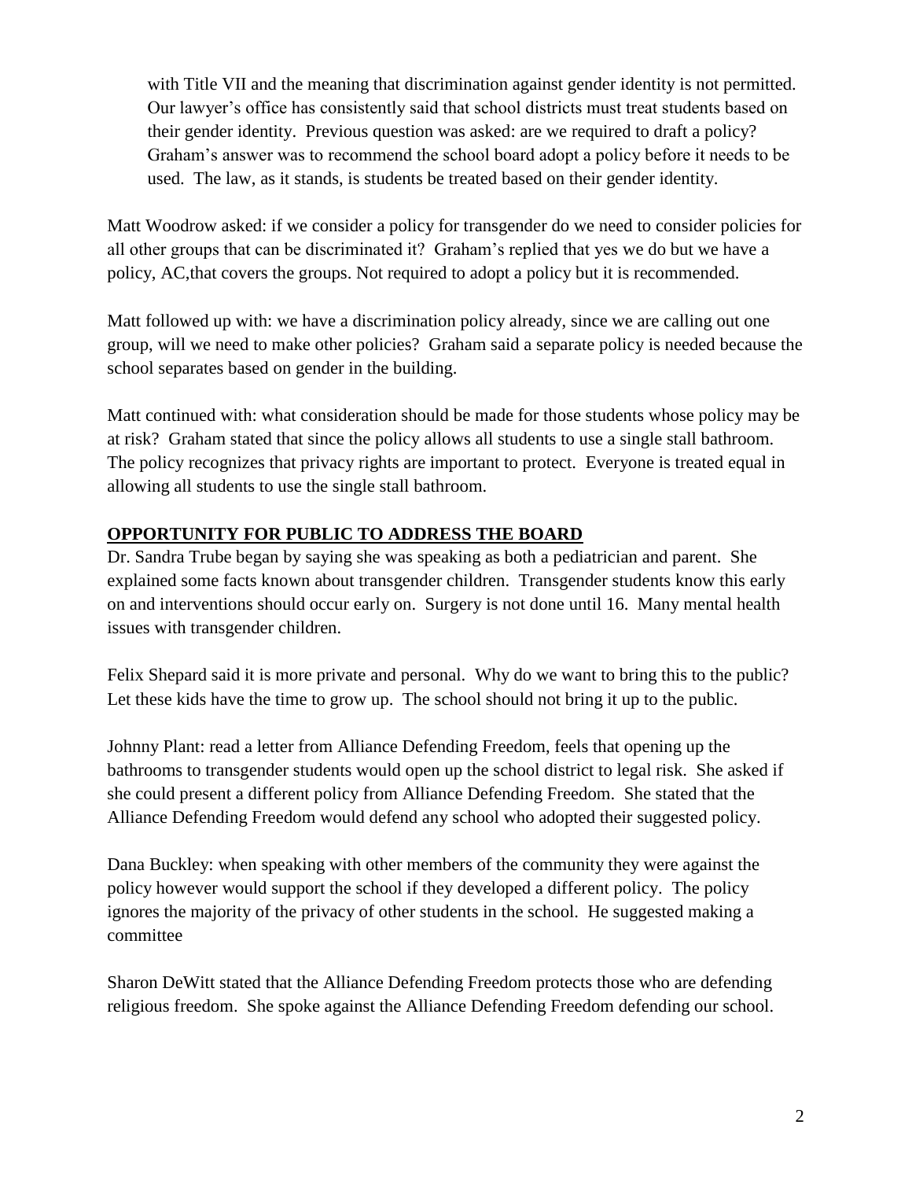with Title VII and the meaning that discrimination against gender identity is not permitted. Our lawyer's office has consistently said that school districts must treat students based on their gender identity. Previous question was asked: are we required to draft a policy? Graham's answer was to recommend the school board adopt a policy before it needs to be used. The law, as it stands, is students be treated based on their gender identity.

Matt Woodrow asked: if we consider a policy for transgender do we need to consider policies for all other groups that can be discriminated it? Graham's replied that yes we do but we have a policy, AC,that covers the groups. Not required to adopt a policy but it is recommended.

Matt followed up with: we have a discrimination policy already, since we are calling out one group, will we need to make other policies? Graham said a separate policy is needed because the school separates based on gender in the building.

Matt continued with: what consideration should be made for those students whose policy may be at risk? Graham stated that since the policy allows all students to use a single stall bathroom. The policy recognizes that privacy rights are important to protect. Everyone is treated equal in allowing all students to use the single stall bathroom.

**OPPORTUNITY FOR PUBLIC TO ADDRESS THE BOARD**

Dr. Sandra Trube began by saying she was speaking as both a pediatrician and parent. She explained some facts known about transgender children. Transgender students know this early on and interventions should occur early on. Surgery is not done until 16. Many mental health issues with transgender children.

Felix Shepard said it is more private and personal. Why do we want to bring this to the public? Let these kids have the time to grow up. The school should not bring it up to the public.

Johnny Plant: read a letter from Alliance Defending Freedom, feels that opening up the bathrooms to transgender students would open up the school district to legal risk. She asked if she could present a different policy from Alliance Defending Freedom. She stated that the Alliance Defending Freedom would defend any school who adopted their suggested policy.

Dana Buckley: when speaking with other members of the community they were against the policy however would support the school if they developed a different policy. The policy ignores the majority of the privacy of other students in the school. He suggested making a committee

Sharon DeWitt stated that the Alliance Defending Freedom protects those who are defending religious freedom. She spoke against the Alliance Defending Freedom defending our school.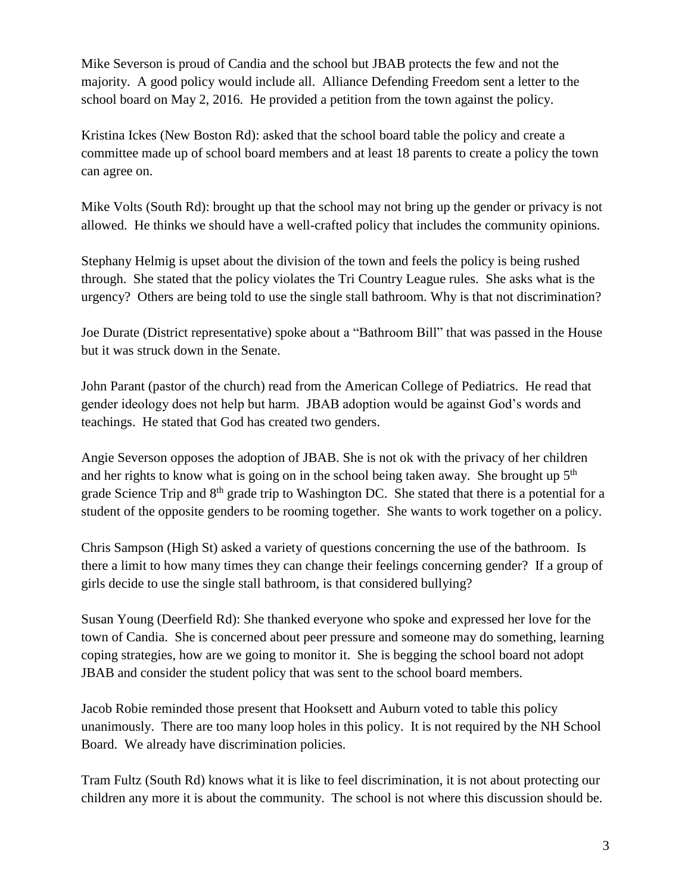Mike Severson is proud of Candia and the school but JBAB protects the few and not the majority. A good policy would include all. Alliance Defending Freedom sent a letter to the school board on May 2, 2016. He provided a petition from the town against the policy.

Kristina Ickes (New Boston Rd): asked that the school board table the policy and create a committee made up of school board members and at least 18 parents to create a policy the town can agree on.

Mike Volts (South Rd): brought up that the school may not bring up the gender or privacy is not allowed. He thinks we should have a well-crafted policy that includes the community opinions.

Stephany Helmig is upset about the division of the town and feels the policy is being rushed through. She stated that the policy violates the Tri Country League rules. She asks what is the urgency? Others are being told to use the single stall bathroom. Why is that not discrimination?

Joe Durate (District representative) spoke about a "Bathroom Bill" that was passed in the House but it was struck down in the Senate.

John Parant (pastor of the church) read from the American College of Pediatrics. He read that gender ideology does not help but harm. JBAB adoption would be against God's words and teachings. He stated that God has created two genders.

Angie Severson opposes the adoption of JBAB. She is not ok with the privacy of her children and her rights to know what is going on in the school being taken away. She brought up 5th grade Science Trip and 8th grade trip to Washington DC. She stated that there is a potential for a student of the opposite genders to be rooming together. She wants to work together on a policy.

Chris Sampson (High St) asked a variety of questions concerning the use of the bathroom. Is there a limit to how many times they can change their feelings concerning gender? If a group of girls decide to use the single stall bathroom, is that considered bullying?

Susan Young (Deerfield Rd): She thanked everyone who spoke and expressed her love for the town of Candia. She is concerned about peer pressure and someone may do something, learning coping strategies, how are we going to monitor it. She is begging the school board not adopt JBAB and consider the student policy that was sent to the school board members.

Jacob Robie reminded those present that Hooksett and Auburn voted to table this policy unanimously. There are too many loop holes in this policy. It is not required by the NH School Board. We already have discrimination policies.

Tram Fultz (South Rd) knows what it is like to feel discrimination, it is not about protecting our children any more it is about the community. The school is not where this discussion should be.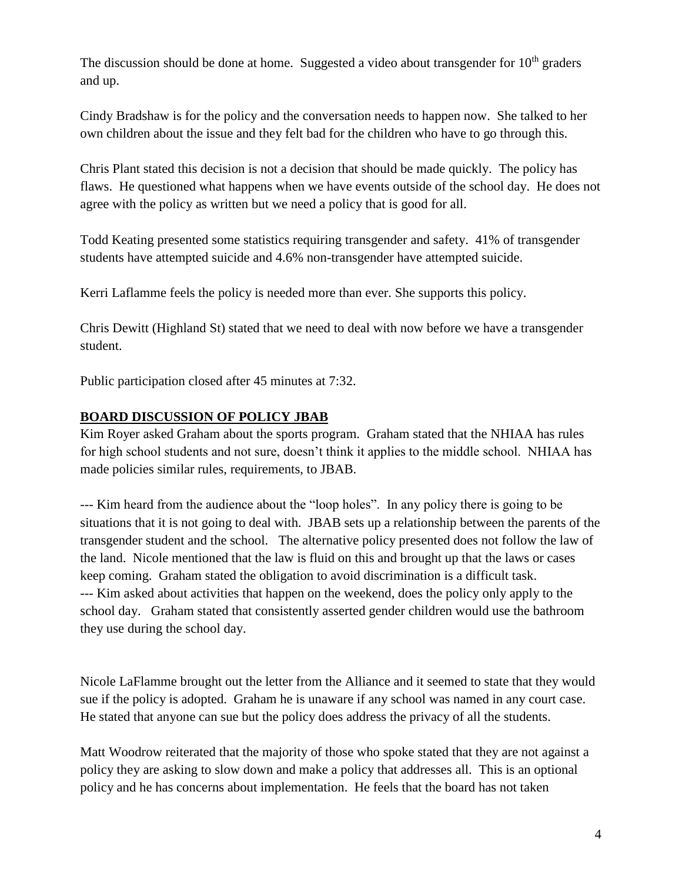The discussion should be done at home. Suggested a video about transgender for 10th graders and up.

Cindy Bradshaw is for the policy and the conversation needs to happen now. She talked to her own children about the issue and they felt bad for the children who have to go through this.

Chris Plant stated this decision is not a decision that should be made quickly. The policy has flaws. He questioned what happens when we have events outside of the school day. He does not agree with the policy as written but we need a policy that is good for all.

Todd Keating presented some statistics requiring transgender and safety. 41% of transgender students have attempted suicide and 4.6% non-transgender have attempted suicide.

Kerri Laflamme feels the policy is needed more than ever. She supports this policy.

Chris Dewitt (Highland St) stated that we need to deal with now before we have a transgender student.

Public participation closed after 45 minutes at 7:32.

**BOARD DISCUSSION OF POLICY JBAB**

Kim Royer asked Graham about the sports program. Graham stated that the NHIAA has rules for high school students and not sure, doesn't think it applies to the middle school. NHIAA has made policies similar rules, requirements, to JBAB.

--- Kim heard from the audience about the "loop holes". In any policy there is going to be situations that it is not going to deal with. JBAB sets up a relationship between the parents of the transgender student and the school. The alternative policy presented does not follow the law of the land. Nicole mentioned that the law is fluid on this and brought up that the laws or cases keep coming. Graham stated the obligation to avoid discrimination is a difficult task.
--- Kim asked about activities that happen on the weekend, does the policy only apply to the school day. Graham stated that consistently asserted gender children would use the bathroom they use during the school day.

Nicole LaFlamme brought out the letter from the Alliance and it seemed to state that they would sue if the policy is adopted. Graham he is unaware if any school was named in any court case. He stated that anyone can sue but the policy does address the privacy of all the students.

Matt Woodrow reiterated that the majority of those who spoke stated that they are not against a policy they are asking to slow down and make a policy that addresses all. This is an optional policy and he has concerns about implementation. He feels that the board has not taken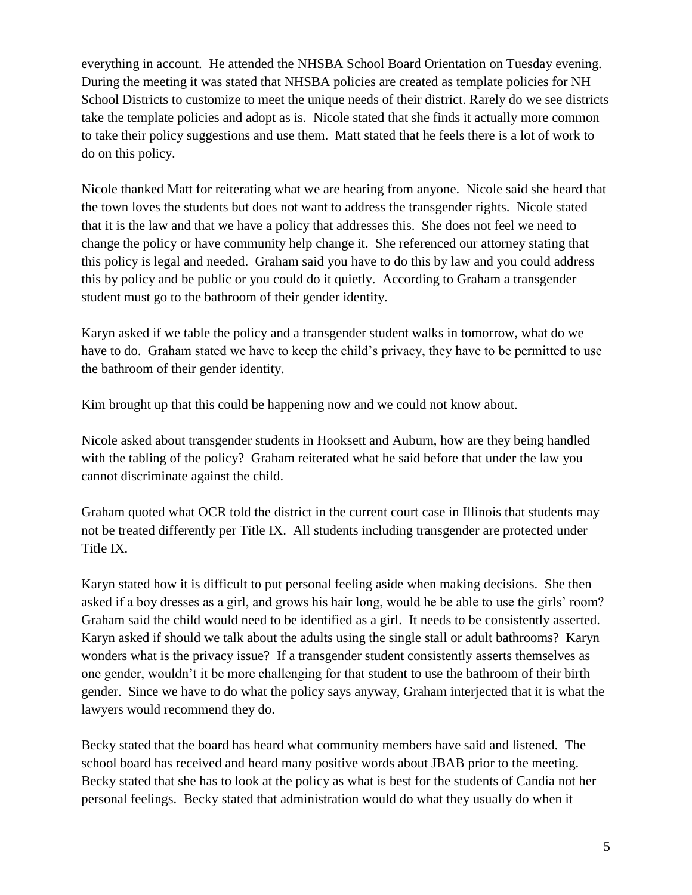everything in account. He attended the NHSBA School Board Orientation on Tuesday evening. During the meeting it was stated that NHSBA policies are created as template policies for NH School Districts to customize to meet the unique needs of their district. Rarely do we see districts take the template policies and adopt as is. Nicole stated that she finds it actually more common to take their policy suggestions and use them. Matt stated that he feels there is a lot of work to do on this policy.

Nicole thanked Matt for reiterating what we are hearing from anyone. Nicole said she heard that the town loves the students but does not want to address the transgender rights. Nicole stated that it is the law and that we have a policy that addresses this. She does not feel we need to change the policy or have community help change it. She referenced our attorney stating that this policy is legal and needed. Graham said you have to do this by law and you could address this by policy and be public or you could do it quietly. According to Graham a transgender student must go to the bathroom of their gender identity.

Karyn asked if we table the policy and a transgender student walks in tomorrow, what do we have to do. Graham stated we have to keep the child's privacy, they have to be permitted to use the bathroom of their gender identity.

Kim brought up that this could be happening now and we could not know about.

Nicole asked about transgender students in Hooksett and Auburn, how are they being handled with the tabling of the policy? Graham reiterated what he said before that under the law you cannot discriminate against the child.

Graham quoted what OCR told the district in the current court case in Illinois that students may not be treated differently per Title IX. All students including transgender are protected under Title IX.

Karyn stated how it is difficult to put personal feeling aside when making decisions. She then asked if a boy dresses as a girl, and grows his hair long, would he be able to use the girls' room? Graham said the child would need to be identified as a girl. It needs to be consistently asserted. Karyn asked if should we talk about the adults using the single stall or adult bathrooms? Karyn wonders what is the privacy issue? If a transgender student consistently asserts themselves as one gender, wouldn't it be more challenging for that student to use the bathroom of their birth gender. Since we have to do what the policy says anyway, Graham interjected that it is what the lawyers would recommend they do.

Becky stated that the board has heard what community members have said and listened. The school board has received and heard many positive words about JBAB prior to the meeting. Becky stated that she has to look at the policy as what is best for the students of Candia not her personal feelings. Becky stated that administration would do what they usually do when it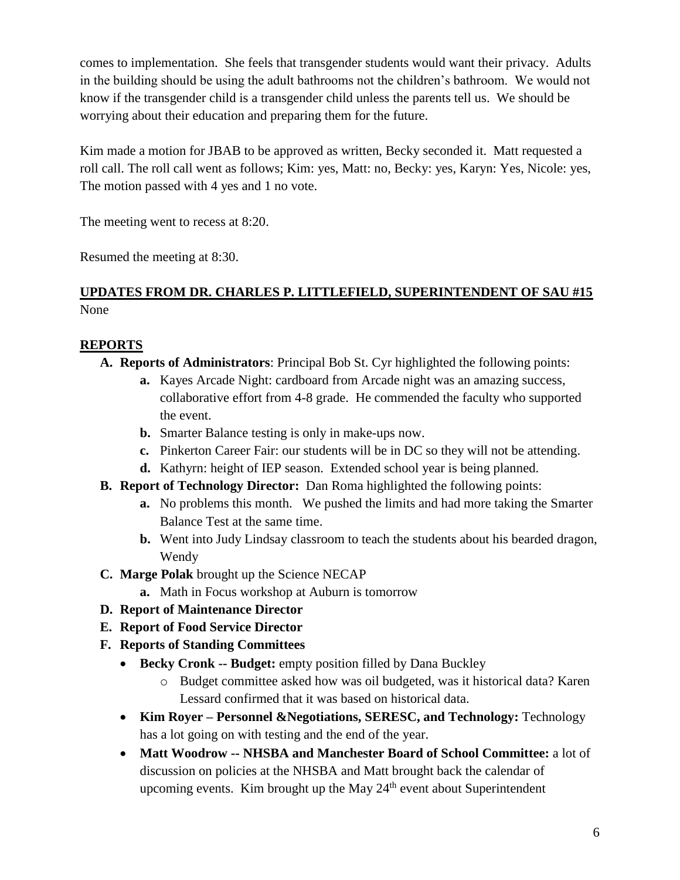comes to implementation. She feels that transgender students would want their privacy. Adults in the building should be using the adult bathrooms not the children's bathroom. We would not know if the transgender child is a transgender child unless the parents tell us. We should be worrying about their education and preparing them for the future.

Kim made a motion for JBAB to be approved as written, Becky seconded it. Matt requested a roll call. The roll call went as follows; Kim: yes, Matt: no, Becky: yes, Karyn: Yes, Nicole: yes, The motion passed with 4 yes and 1 no vote.

The meeting went to recess at 8:20.

Resumed the meeting at 8:30.

## UPDATES FROM DR. CHARLES P. LITTLEFIELD, SUPERINTENDENT OF SAU #15

None

## REPORTS

- **A. Reports of Administrators**: Principal Bob St. Cyr highlighted the following points:
    - **a.** Kayes Arcade Night: cardboard from Arcade night was an amazing success, collaborative effort from 4-8 grade. He commended the faculty who supported the event.
    - **b.** Smarter Balance testing is only in make-ups now.
    - **c.** Pinkerton Career Fair: our students will be in DC so they will not be attending.
    - **d.** Kathyrn: height of IEP season. Extended school year is being planned.
- **B. Report of Technology Director:** Dan Roma highlighted the following points:
    - **a.** No problems this month. We pushed the limits and had more taking the Smarter Balance Test at the same time.
    - **b.** Went into Judy Lindsay classroom to teach the students about his bearded dragon, Wendy
- **C. Marge Polak** brought up the Science NECAP
    - **a.** Math in Focus workshop at Auburn is tomorrow
- **D. Report of Maintenance Director**
- **E. Report of Food Service Director**
- **F. Reports of Standing Committees**
    - **Becky Cronk -- Budget:** empty position filled by Dana Buckley
        - Budget committee asked how was oil budgeted, was it historical data? Karen Lessard confirmed that it was based on historical data.
    - **Kim Royer – Personnel &Negotiations, SERESC, and Technology:** Technology has a lot going on with testing and the end of the year.
    - **Matt Woodrow -- NHSBA and Manchester Board of School Committee:** a lot of discussion on policies at the NHSBA and Matt brought back the calendar of upcoming events. Kim brought up the May 24th event about Superintendent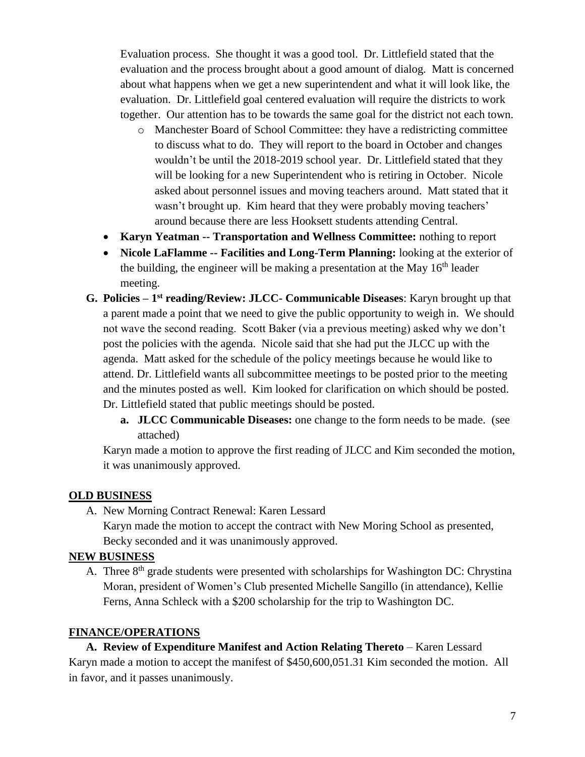Evaluation process. She thought it was a good tool. Dr. Littlefield stated that the evaluation and the process brought about a good amount of dialog. Matt is concerned about what happens when we get a new superintendent and what it will look like, the evaluation. Dr. Littlefield goal centered evaluation will require the districts to work together. Our attention has to be towards the same goal for the district not each town.

  - Manchester Board of School Committee: they have a redistricting committee to discuss what to do. They will report to the board in October and changes wouldn't be until the 2018-2019 school year. Dr. Littlefield stated that they will be looking for a new Superintendent who is retiring in October. Nicole asked about personnel issues and moving teachers around. Matt stated that it wasn't brought up. Kim heard that they were probably moving teachers' around because there are less Hooksett students attending Central.

- **Karyn Yeatman -- Transportation and Wellness Committee:** nothing to report
- **Nicole LaFlamme -- Facilities and Long-Term Planning:** looking at the exterior of the building, the engineer will be making a presentation at the May 16th leader meeting.

**G. Policies – 1st reading/Review: JLCC- Communicable Diseases**: Karyn brought up that a parent made a point that we need to give the public opportunity to weigh in. We should not wave the second reading. Scott Baker (via a previous meeting) asked why we don't post the policies with the agenda. Nicole said that she had put the JLCC up with the agenda. Matt asked for the schedule of the policy meetings because he would like to attend. Dr. Littlefield wants all subcommittee meetings to be posted prior to the meeting and the minutes posted as well. Kim looked for clarification on which should be posted. Dr. Littlefield stated that public meetings should be posted.

**a. JLCC Communicable Diseases:** one change to the form needs to be made. (see attached)

Karyn made a motion to approve the first reading of JLCC and Kim seconded the motion, it was unanimously approved.

## OLD BUSINESS

A. New Morning Contract Renewal: Karen Lessard
Karyn made the motion to accept the contract with New Moring School as presented, Becky seconded and it was unanimously approved.

## NEW BUSINESS

A. Three 8th grade students were presented with scholarships for Washington DC: Chrystina Moran, president of Women's Club presented Michelle Sangillo (in attendance), Kellie Ferns, Anna Schleck with a $200 scholarship for the trip to Washington DC.

## FINANCE/OPERATIONS

**A. Review of Expenditure Manifest and Action Relating Thereto** – Karen Lessard
Karyn made a motion to accept the manifest of $450,600,051.31 Kim seconded the motion. All in favor, and it passes unanimously.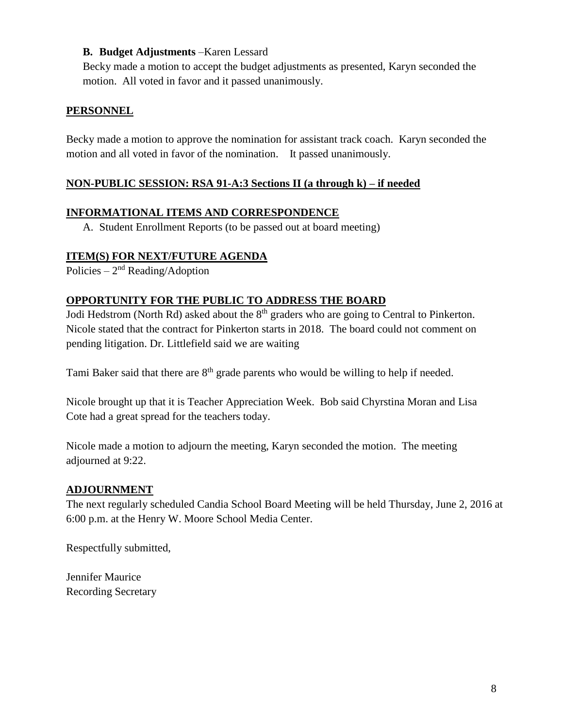**B. Budget Adjustments** –Karen Lessard

Becky made a motion to accept the budget adjustments as presented, Karyn seconded the motion. All voted in favor and it passed unanimously.

## PERSONNEL

Becky made a motion to approve the nomination for assistant track coach. Karyn seconded the motion and all voted in favor of the nomination. It passed unanimously.

## NON-PUBLIC SESSION: RSA 91-A:3 Sections II (a through k) – if needed

## INFORMATIONAL ITEMS AND CORRESPONDENCE

A. Student Enrollment Reports (to be passed out at board meeting)

## ITEM(S) FOR NEXT/FUTURE AGENDA

Policies – 2nd Reading/Adoption

## OPPORTUNITY FOR THE PUBLIC TO ADDRESS THE BOARD

Jodi Hedstrom (North Rd) asked about the 8th graders who are going to Central to Pinkerton. Nicole stated that the contract for Pinkerton starts in 2018. The board could not comment on pending litigation. Dr. Littlefield said we are waiting

Tami Baker said that there are 8th grade parents who would be willing to help if needed.

Nicole brought up that it is Teacher Appreciation Week. Bob said Chyrstina Moran and Lisa Cote had a great spread for the teachers today.

Nicole made a motion to adjourn the meeting, Karyn seconded the motion. The meeting adjourned at 9:22.

## ADJOURNMENT

The next regularly scheduled Candia School Board Meeting will be held Thursday, June 2, 2016 at 6:00 p.m. at the Henry W. Moore School Media Center.

Respectfully submitted,

Jennifer Maurice
Recording Secretary